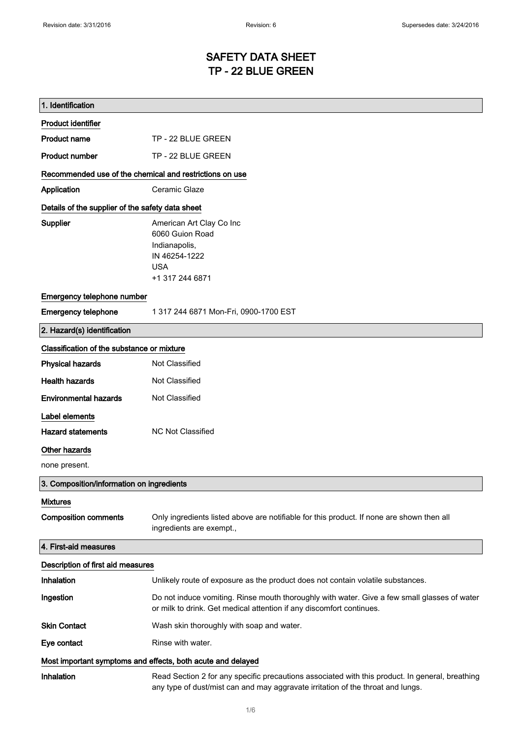# SAFETY DATA SHEET
# TP - 22 BLUE GREEN

## 1. Identification

### Product identifier

| | |
|---|---|
| **Product name** | TP - 22 BLUE GREEN |
| **Product number** | TP - 22 BLUE GREEN |

### Recommended use of the chemical and restrictions on use

| | |
|---|---|
| **Application** | Ceramic Glaze |

### Details of the supplier of the safety data sheet

**Supplier**

American Art Clay Co Inc
6060 Guion Road
Indianapolis,
IN 46254-1222
USA
+1 317 244 6871

### Emergency telephone number

| | |
|---|---|
| **Emergency telephone** | 1 317 244 6871 Mon-Fri, 0900-1700 EST |

## 2. Hazard(s) identification

### Classification of the substance or mixture

| | |
|---|---|
| **Physical hazards** | Not Classified |
| **Health hazards** | Not Classified |
| **Environmental hazards** | Not Classified |

### Label elements

| | |
|---|---|
| **Hazard statements** | NC Not Classified |

### Other hazards

none present.

## 3. Composition/information on ingredients

### Mixtures

| | |
|---|---|
| **Composition comments** | Only ingredients listed above are notifiable for this product. If none are shown then all ingredients are exempt., |

## 4. First-aid measures

### Description of first aid measures

| | |
|---|---|
| **Inhalation** | Unlikely route of exposure as the product does not contain volatile substances. |
| **Ingestion** | Do not induce vomiting. Rinse mouth thoroughly with water. Give a few small glasses of water or milk to drink. Get medical attention if any discomfort continues. |
| **Skin Contact** | Wash skin thoroughly with soap and water. |
| **Eye contact** | Rinse with water. |

### Most important symptoms and effects, both acute and delayed

| | |
|---|---|
| **Inhalation** | Read Section 2 for any specific precautions associated with this product. In general, breathing any type of dust/mist can and may aggravate irritation of the throat and lungs. |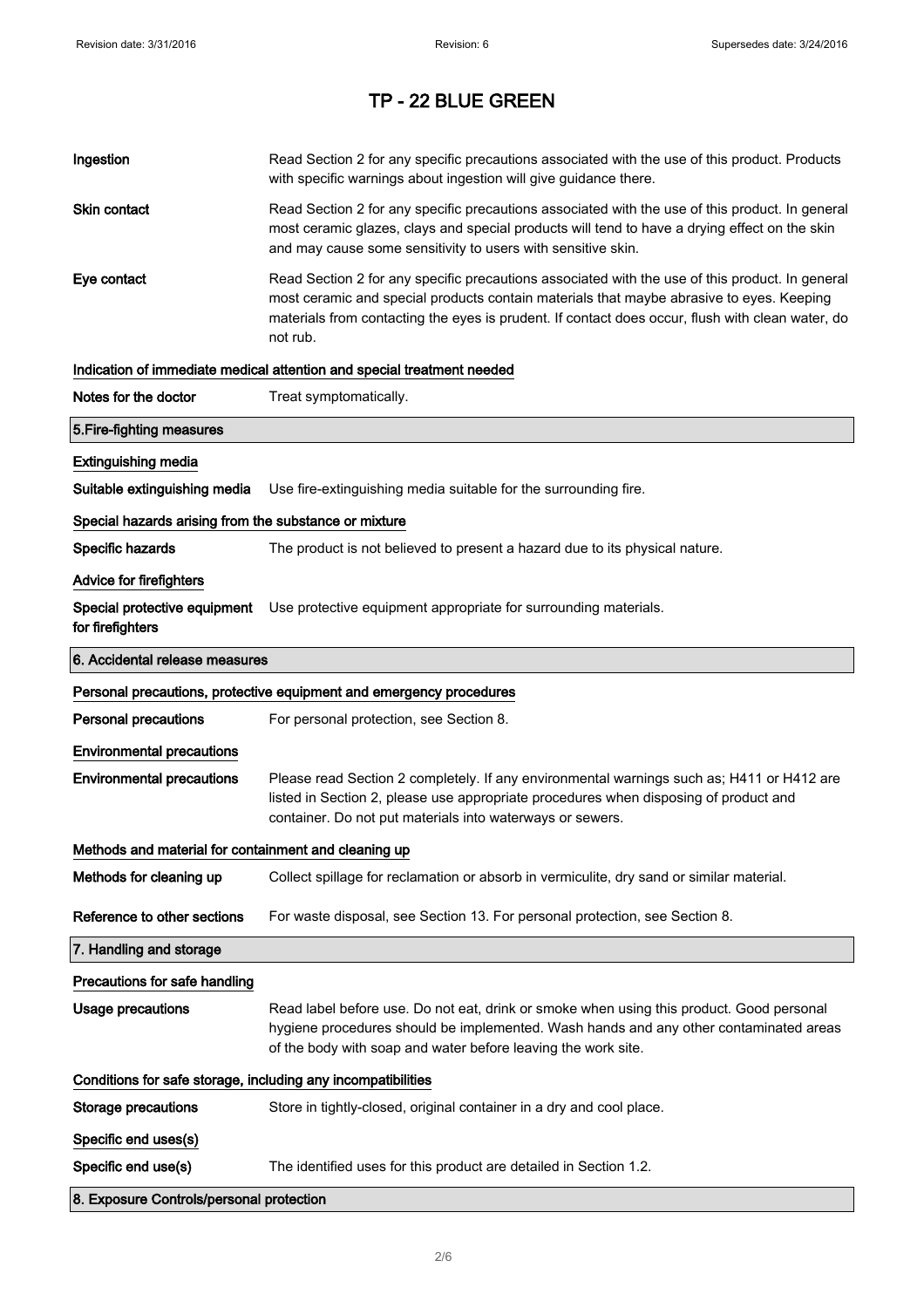# TP - 22 BLUE GREEN

| | |
|---|---|
| **Ingestion** | Read Section 2 for any specific precautions associated with the use of this product. Products with specific warnings about ingestion will give guidance there. |
| **Skin contact** | Read Section 2 for any specific precautions associated with the use of this product. In general most ceramic glazes, clays and special products will tend to have a drying effect on the skin and may cause some sensitivity to users with sensitive skin. |
| **Eye contact** | Read Section 2 for any specific precautions associated with the use of this product. In general most ceramic and special products contain materials that maybe abrasive to eyes. Keeping materials from contacting the eyes is prudent. If contact does occur, flush with clean water, do not rub. |

**Indication of immediate medical attention and special treatment needed**

| | |
|---|---|
| **Notes for the doctor** | Treat symptomatically. |

## 5.Fire-fighting measures

**Extinguishing media**

| | |
|---|---|
| **Suitable extinguishing media** | Use fire-extinguishing media suitable for the surrounding fire. |

**Special hazards arising from the substance or mixture**

| | |
|---|---|
| **Specific hazards** | The product is not believed to present a hazard due to its physical nature. |

**Advice for firefighters**

| | |
|---|---|
| **Special protective equipment for firefighters** | Use protective equipment appropriate for surrounding materials. |

## 6. Accidental release measures

**Personal precautions, protective equipment and emergency procedures**

| | |
|---|---|
| **Personal precautions** | For personal protection, see Section 8. |

**Environmental precautions**

| | |
|---|---|
| **Environmental precautions** | Please read Section 2 completely. If any environmental warnings such as; H411 or H412 are listed in Section 2, please use appropriate procedures when disposing of product and container. Do not put materials into waterways or sewers. |

**Methods and material for containment and cleaning up**

| | |
|---|---|
| **Methods for cleaning up** | Collect spillage for reclamation or absorb in vermiculite, dry sand or similar material. |
| **Reference to other sections** | For waste disposal, see Section 13. For personal protection, see Section 8. |

## 7. Handling and storage

**Precautions for safe handling**

| | |
|---|---|
| **Usage precautions** | Read label before use. Do not eat, drink or smoke when using this product. Good personal hygiene procedures should be implemented. Wash hands and any other contaminated areas of the body with soap and water before leaving the work site. |

**Conditions for safe storage, including any incompatibilities**

| | |
|---|---|
| **Storage precautions** | Store in tightly-closed, original container in a dry and cool place. |

**Specific end uses(s)**

| | |
|---|---|
| **Specific end use(s)** | The identified uses for this product are detailed in Section 1.2. |

## 8. Exposure Controls/personal protection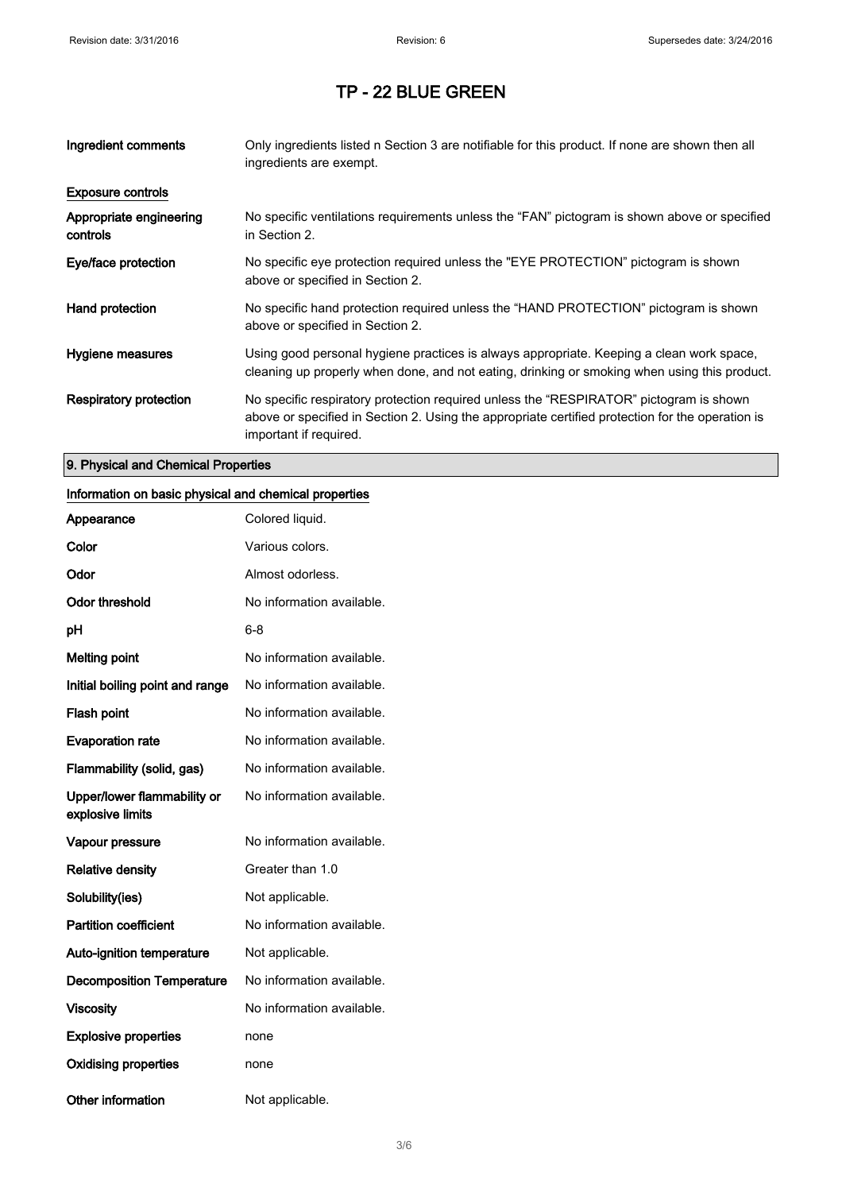# TP - 22 BLUE GREEN

| | |
|---|---|
| **Ingredient comments** | Only ingredients listed n Section 3 are notifiable for this product. If none are shown then all ingredients are exempt. |

**Exposure controls**

| | |
|---|---|
| **Appropriate engineering controls** | No specific ventilations requirements unless the “FAN” pictogram is shown above or specified in Section 2. |
| **Eye/face protection** | No specific eye protection required unless the "EYE PROTECTION" pictogram is shown above or specified in Section 2. |
| **Hand protection** | No specific hand protection required unless the “HAND PROTECTION” pictogram is shown above or specified in Section 2. |
| **Hygiene measures** | Using good personal hygiene practices is always appropriate. Keeping a clean work space, cleaning up properly when done, and not eating, drinking or smoking when using this product. |
| **Respiratory protection** | No specific respiratory protection required unless the “RESPIRATOR” pictogram is shown above or specified in Section 2. Using the appropriate certified protection for the operation is important if required. |

## 9. Physical and Chemical Properties

**Information on basic physical and chemical properties**

| | |
|---|---|
| **Appearance** | Colored liquid. |
| **Color** | Various colors. |
| **Odor** | Almost odorless. |
| **Odor threshold** | No information available. |
| **pH** | 6-8 |
| **Melting point** | No information available. |
| **Initial boiling point and range** | No information available. |
| **Flash point** | No information available. |
| **Evaporation rate** | No information available. |
| **Flammability (solid, gas)** | No information available. |
| **Upper/lower flammability or explosive limits** | No information available. |
| **Vapour pressure** | No information available. |
| **Relative density** | Greater than 1.0 |
| **Solubility(ies)** | Not applicable. |
| **Partition coefficient** | No information available. |
| **Auto-ignition temperature** | Not applicable. |
| **Decomposition Temperature** | No information available. |
| **Viscosity** | No information available. |
| **Explosive properties** | none |
| **Oxidising properties** | none |
| **Other information** | Not applicable. |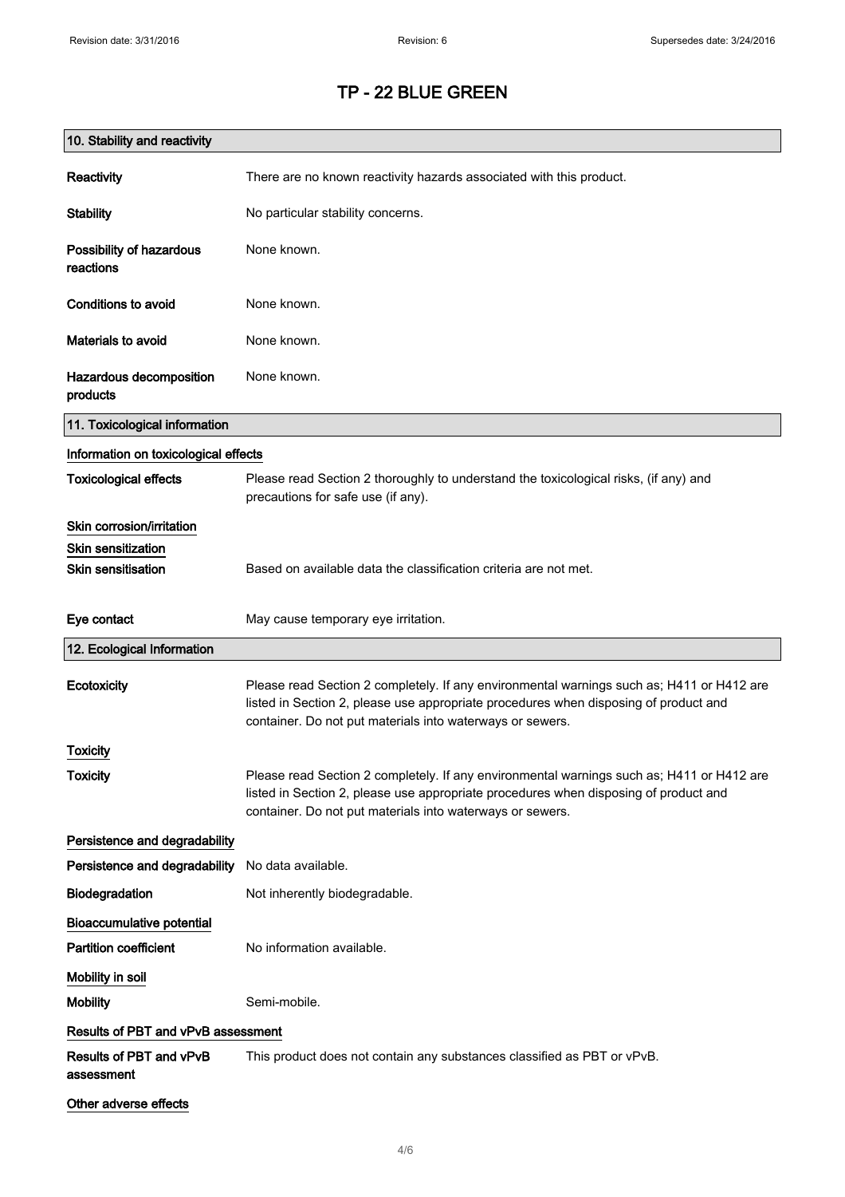# TP - 22 BLUE GREEN

## 10. Stability and reactivity

| | |
|---|---|
| **Reactivity** | There are no known reactivity hazards associated with this product. |
| **Stability** | No particular stability concerns. |
| **Possibility of hazardous reactions** | None known. |
| **Conditions to avoid** | None known. |
| **Materials to avoid** | None known. |
| **Hazardous decomposition products** | None known. |

## 11. Toxicological information

### Information on toxicological effects

| | |
|---|---|
| **Toxicological effects** | Please read Section 2 thoroughly to understand the toxicological risks, (if any) and precautions for safe use (if any). |

**Skin corrosion/irritation**

**Skin sensitization**

| | |
|---|---|
| **Skin sensitisation** | Based on available data the classification criteria are not met. |
| **Eye contact** | May cause temporary eye irritation. |

## 12. Ecological Information

| | |
|---|---|
| **Ecotoxicity** | Please read Section 2 completely. If any environmental warnings such as; H411 or H412 are listed in Section 2, please use appropriate procedures when disposing of product and container. Do not put materials into waterways or sewers. |

**Toxicity**

| | |
|---|---|
| **Toxicity** | Please read Section 2 completely. If any environmental warnings such as; H411 or H412 are listed in Section 2, please use appropriate procedures when disposing of product and container. Do not put materials into waterways or sewers. |

**Persistence and degradability**

| | |
|---|---|
| **Persistence and degradability** | No data available. |
| **Biodegradation** | Not inherently biodegradable. |

**Bioaccumulative potential**

| | |
|---|---|
| **Partition coefficient** | No information available. |

**Mobility in soil**

| | |
|---|---|
| **Mobility** | Semi-mobile. |

**Results of PBT and vPvB assessment**

| | |
|---|---|
| **Results of PBT and vPvB assessment** | This product does not contain any substances classified as PBT or vPvB. |

**Other adverse effects**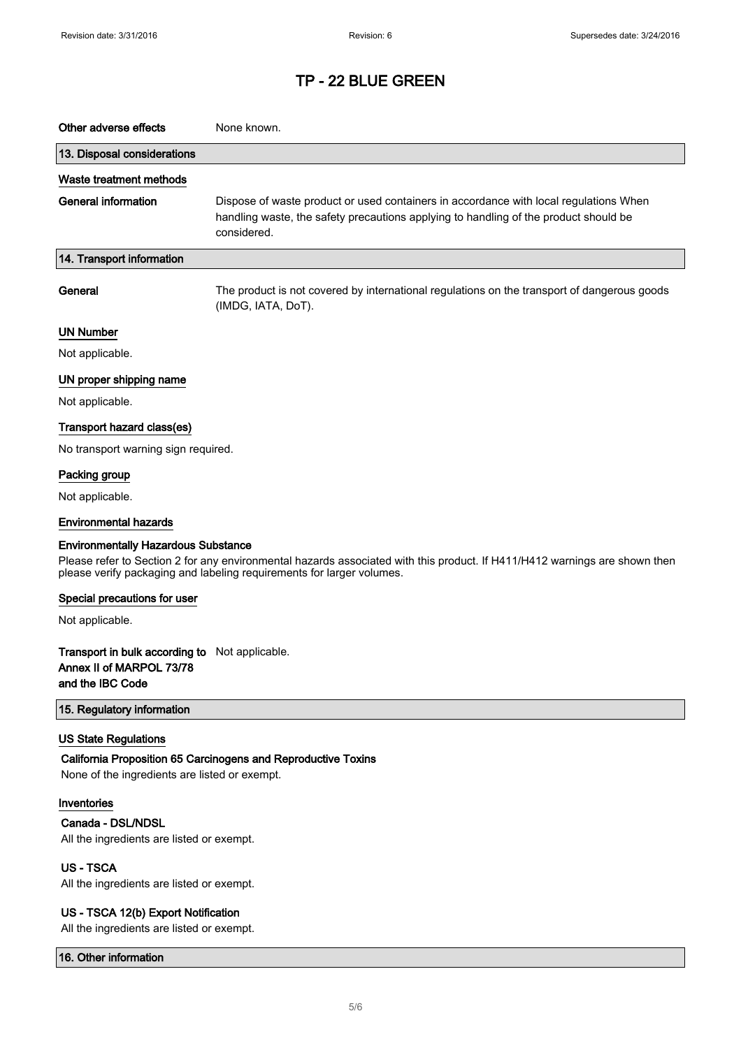# TP - 22 BLUE GREEN

**Other adverse effects** None known.

## 13. Disposal considerations

### Waste treatment methods

**General information** Dispose of waste product or used containers in accordance with local regulations When handling waste, the safety precautions applying to handling of the product should be considered.

## 14. Transport information

**General** The product is not covered by international regulations on the transport of dangerous goods (IMDG, IATA, DoT).

### UN Number

Not applicable.

### UN proper shipping name

Not applicable.

### Transport hazard class(es)

No transport warning sign required.

### Packing group

Not applicable.

### Environmental hazards

**Environmentally Hazardous Substance**

Please refer to Section 2 for any environmental hazards associated with this product. If H411/H412 warnings are shown then please verify packaging and labeling requirements for larger volumes.

### Special precautions for user

Not applicable.

**Transport in bulk according to Annex II of MARPOL 73/78 and the IBC Code** Not applicable.

## 15. Regulatory information

### US State Regulations

**California Proposition 65 Carcinogens and Reproductive Toxins**

None of the ingredients are listed or exempt.

### Inventories

**Canada - DSL/NDSL**

All the ingredients are listed or exempt.

**US - TSCA**

All the ingredients are listed or exempt.

**US - TSCA 12(b) Export Notification**

All the ingredients are listed or exempt.

## 16. Other information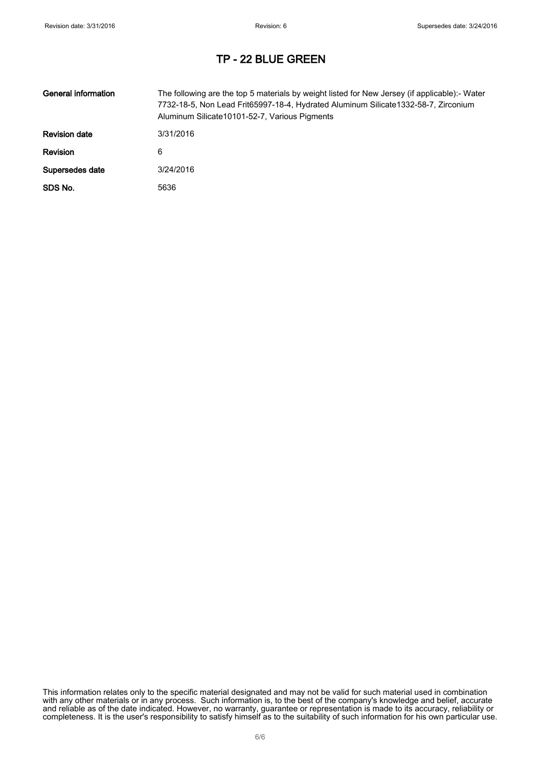# TP - 22 BLUE GREEN

| | |
|---|---|
| **General information** | The following are the top 5 materials by weight listed for New Jersey (if applicable):- Water 7732-18-5, Non Lead Frit65997-18-4, Hydrated Aluminum Silicate1332-58-7, Zirconium Aluminum Silicate10101-52-7, Various Pigments |
| **Revision date** | 3/31/2016 |
| **Revision** | 6 |
| **Supersedes date** | 3/24/2016 |
| **SDS No.** | 5636 |

This information relates only to the specific material designated and may not be valid for such material used in combination with any other materials or in any process. Such information is, to the best of the company's knowledge and belief, accurate and reliable as of the date indicated. However, no warranty, guarantee or representation is made to its accuracy, reliability or completeness. It is the user's responsibility to satisfy himself as to the suitability of such information for his own particular use.